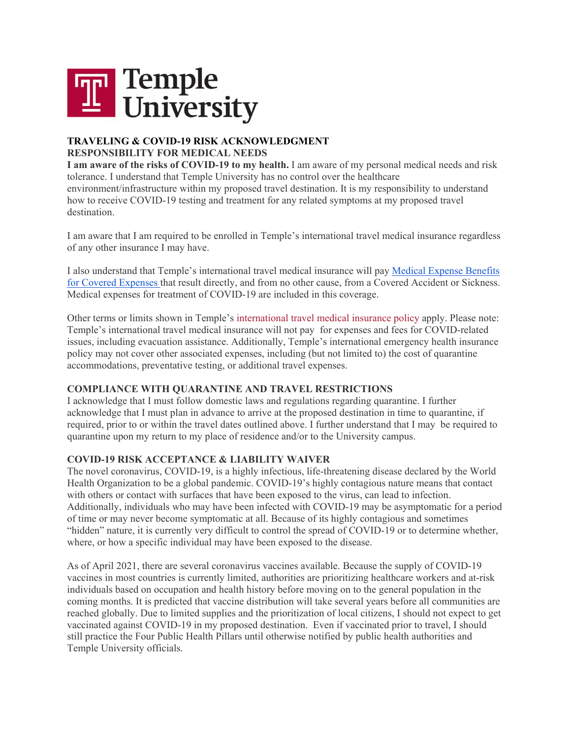# Temple University

## TRAVELING & COVID-19 RISK ACKNOWLEDGMENT

### RESPONSIBILITY FOR MEDICAL NEEDS

**I am aware of the risks of COVID-19 to my health.** I am aware of my personal medical needs and risk tolerance. I understand that Temple University has no control over the healthcare environment/infrastructure within my proposed travel destination. It is my responsibility to understand how to receive COVID-19 testing and treatment for any related symptoms at my proposed travel destination.

I am aware that I am required to be enrolled in Temple's international travel medical insurance regardless of any other insurance I may have.

I also understand that Temple's international travel medical insurance will pay Medical Expense Benefits for Covered Expenses that result directly, and from no other cause, from a Covered Accident or Sickness. Medical expenses for treatment of COVID-19 are included in this coverage.

Other terms or limits shown in Temple's international travel medical insurance policy apply. Please note: Temple's international travel medical insurance will not pay for expenses and fees for COVID-related issues, including evacuation assistance. Additionally, Temple's international emergency health insurance policy may not cover other associated expenses, including (but not limited to) the cost of quarantine accommodations, preventative testing, or additional travel expenses.

### COMPLIANCE WITH QUARANTINE AND TRAVEL RESTRICTIONS

I acknowledge that I must follow domestic laws and regulations regarding quarantine. I further acknowledge that I must plan in advance to arrive at the proposed destination in time to quarantine, if required, prior to or within the travel dates outlined above. I further understand that I may be required to quarantine upon my return to my place of residence and/or to the University campus.

### COVID-19 RISK ACCEPTANCE & LIABILITY WAIVER

The novel coronavirus, COVID-19, is a highly infectious, life-threatening disease declared by the World Health Organization to be a global pandemic. COVID-19's highly contagious nature means that contact with others or contact with surfaces that have been exposed to the virus, can lead to infection. Additionally, individuals who may have been infected with COVID-19 may be asymptomatic for a period of time or may never become symptomatic at all. Because of its highly contagious and sometimes "hidden" nature, it is currently very difficult to control the spread of COVID-19 or to determine whether, where, or how a specific individual may have been exposed to the disease.

As of April 2021, there are several coronavirus vaccines available. Because the supply of COVID-19 vaccines in most countries is currently limited, authorities are prioritizing healthcare workers and at-risk individuals based on occupation and health history before moving on to the general population in the coming months. It is predicted that vaccine distribution will take several years before all communities are reached globally. Due to limited supplies and the prioritization of local citizens, I should not expect to get vaccinated against COVID-19 in my proposed destination. Even if vaccinated prior to travel, I should still practice the Four Public Health Pillars until otherwise notified by public health authorities and Temple University officials.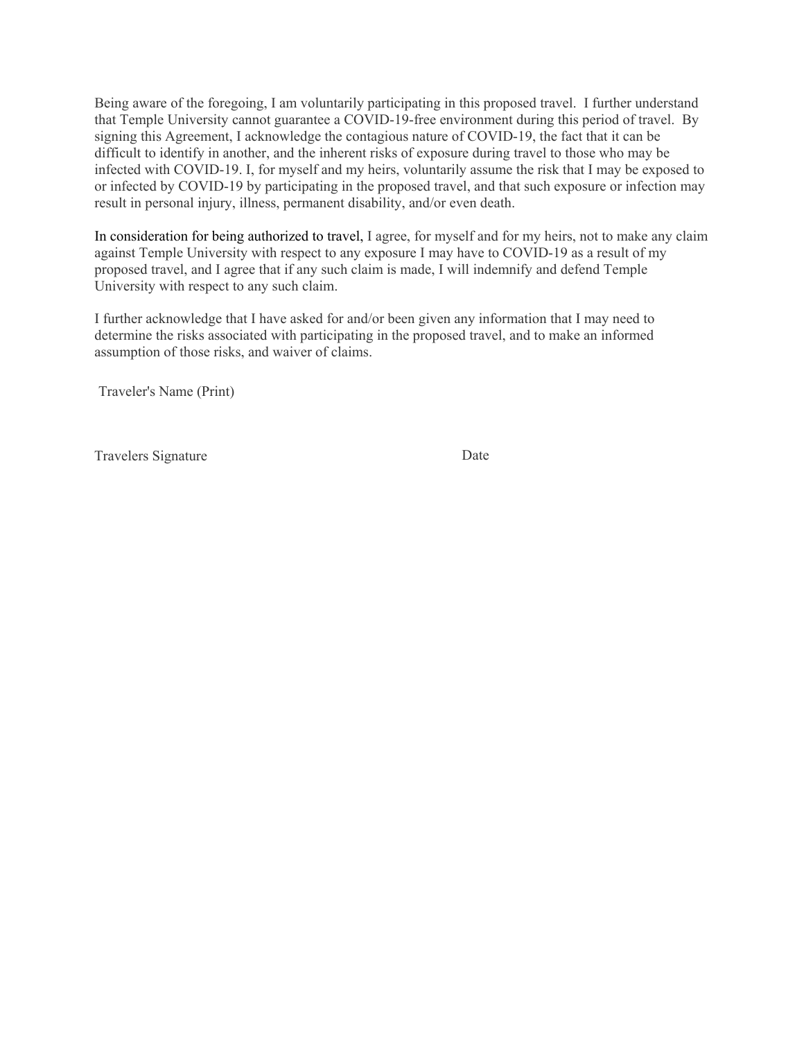Being aware of the foregoing, I am voluntarily participating in this proposed travel. I further understand that Temple University cannot guarantee a COVID-19-free environment during this period of travel. By signing this Agreement, I acknowledge the contagious nature of COVID-19, the fact that it can be difficult to identify in another, and the inherent risks of exposure during travel to those who may be infected with COVID-19. I, for myself and my heirs, voluntarily assume the risk that I may be exposed to or infected by COVID-19 by participating in the proposed travel, and that such exposure or infection may result in personal injury, illness, permanent disability, and/or even death.

In consideration for being authorized to travel, I agree, for myself and for my heirs, not to make any claim against Temple University with respect to any exposure I may have to COVID-19 as a result of my proposed travel, and I agree that if any such claim is made, I will indemnify and defend Temple University with respect to any such claim.

I further acknowledge that I have asked for and/or been given any information that I may need to determine the risks associated with participating in the proposed travel, and to make an informed assumption of those risks, and waiver of claims.

Traveler's Name (Print)

Travelers Signature

Date